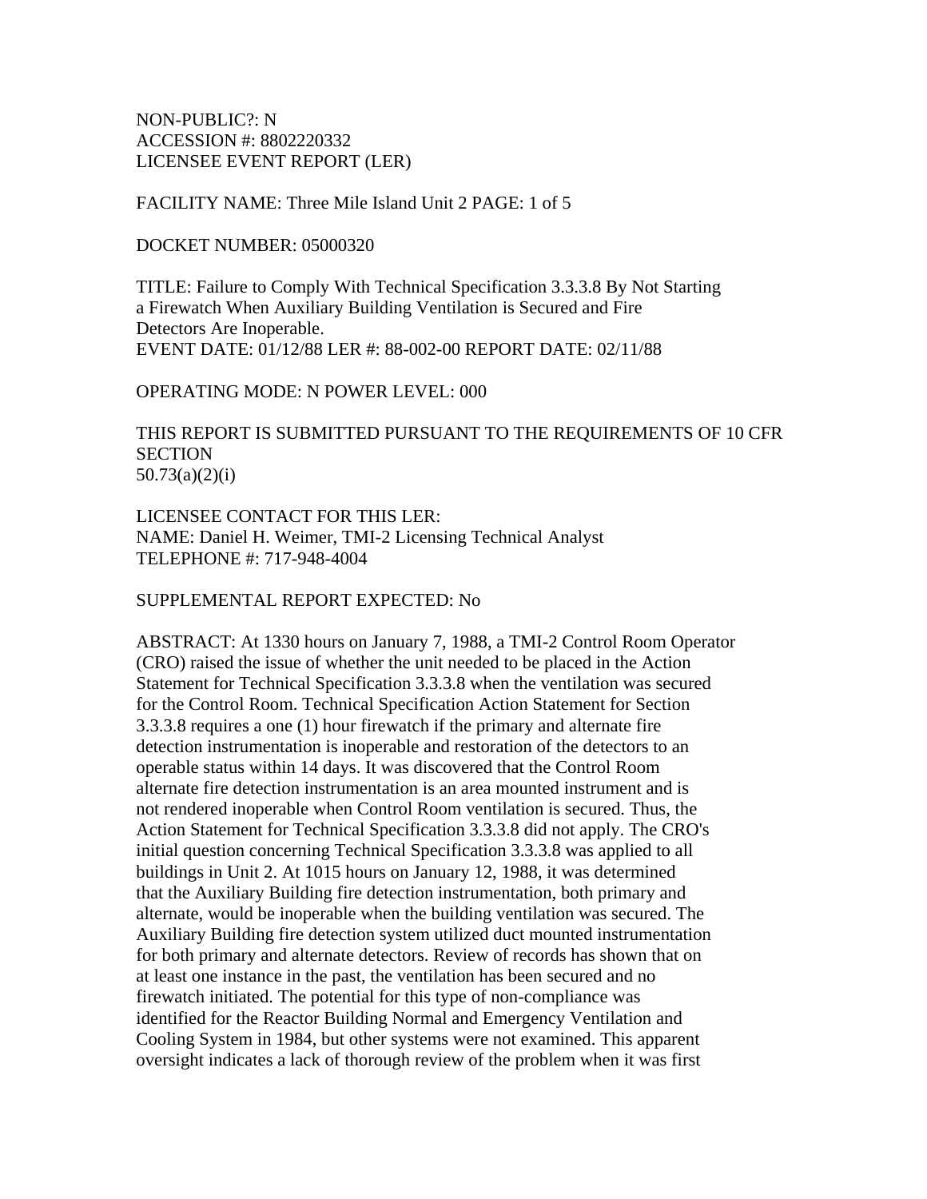NON-PUBLIC?: N
ACCESSION #: 8802220332
LICENSEE EVENT REPORT (LER)

FACILITY NAME: Three Mile Island Unit 2 PAGE: 1 of 5

DOCKET NUMBER: 05000320

TITLE: Failure to Comply With Technical Specification 3.3.3.8 By Not Starting a Firewatch When Auxiliary Building Ventilation is Secured and Fire Detectors Are Inoperable.
EVENT DATE: 01/12/88 LER #: 88-002-00 REPORT DATE: 02/11/88

OPERATING MODE: N POWER LEVEL: 000

THIS REPORT IS SUBMITTED PURSUANT TO THE REQUIREMENTS OF 10 CFR SECTION 50.73(a)(2)(i)

LICENSEE CONTACT FOR THIS LER:
NAME: Daniel H. Weimer, TMI-2 Licensing Technical Analyst
TELEPHONE #: 717-948-4004

SUPPLEMENTAL REPORT EXPECTED: No

ABSTRACT: At 1330 hours on January 7, 1988, a TMI-2 Control Room Operator (CRO) raised the issue of whether the unit needed to be placed in the Action Statement for Technical Specification 3.3.3.8 when the ventilation was secured for the Control Room. Technical Specification Action Statement for Section 3.3.3.8 requires a one (1) hour firewatch if the primary and alternate fire detection instrumentation is inoperable and restoration of the detectors to an operable status within 14 days. It was discovered that the Control Room alternate fire detection instrumentation is an area mounted instrument and is not rendered inoperable when Control Room ventilation is secured. Thus, the Action Statement for Technical Specification 3.3.3.8 did not apply. The CRO's initial question concerning Technical Specification 3.3.3.8 was applied to all buildings in Unit 2. At 1015 hours on January 12, 1988, it was determined that the Auxiliary Building fire detection instrumentation, both primary and alternate, would be inoperable when the building ventilation was secured. The Auxiliary Building fire detection system utilized duct mounted instrumentation for both primary and alternate detectors. Review of records has shown that on at least one instance in the past, the ventilation has been secured and no firewatch initiated. The potential for this type of non-compliance was identified for the Reactor Building Normal and Emergency Ventilation and Cooling System in 1984, but other systems were not examined. This apparent oversight indicates a lack of thorough review of the problem when it was first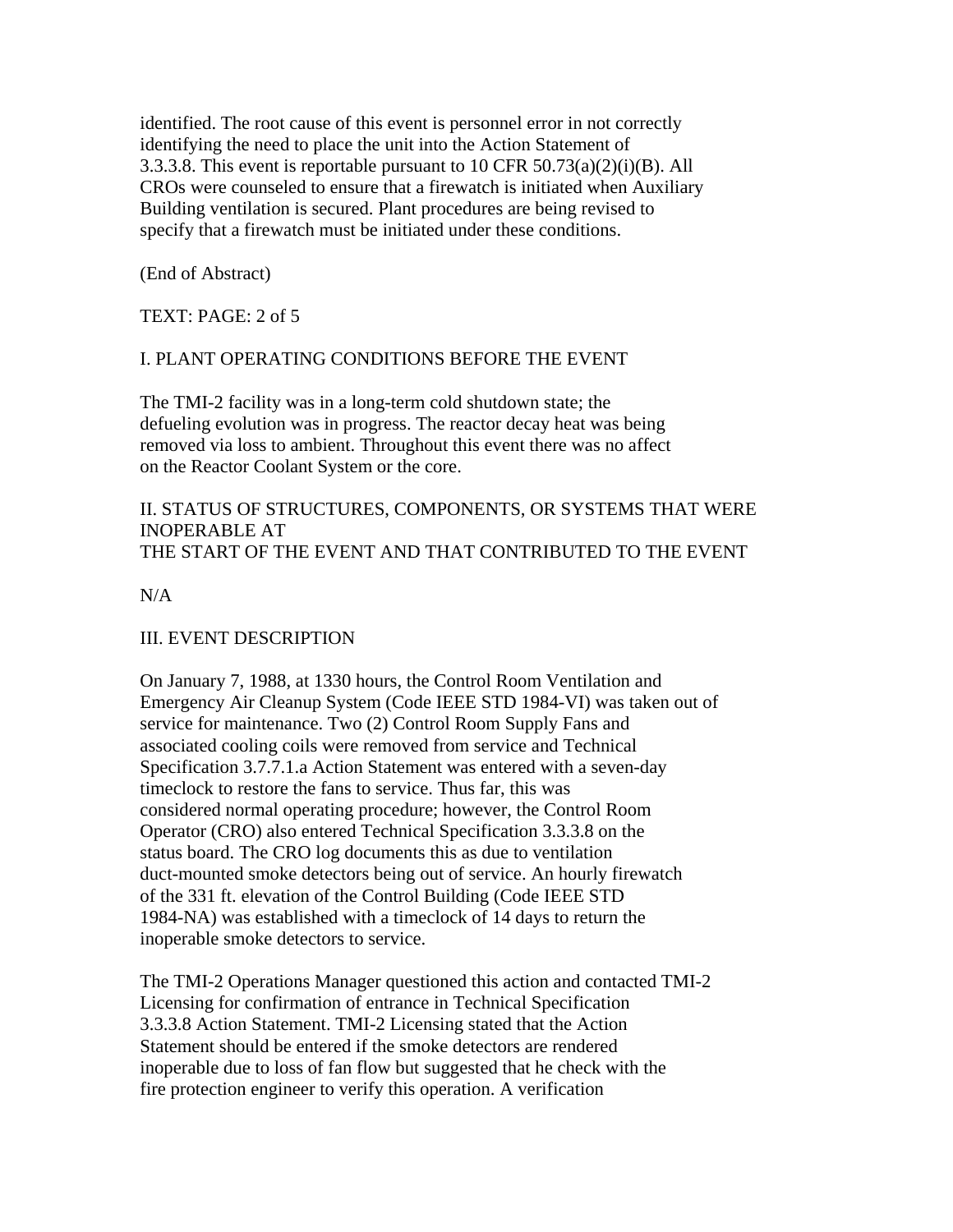identified. The root cause of this event is personnel error in not correctly identifying the need to place the unit into the Action Statement of 3.3.3.8. This event is reportable pursuant to 10 CFR 50.73(a)(2)(i)(B). All CROs were counseled to ensure that a firewatch is initiated when Auxiliary Building ventilation is secured. Plant procedures are being revised to specify that a firewatch must be initiated under these conditions.

(End of Abstract)

TEXT: PAGE: 2 of 5

## I. PLANT OPERATING CONDITIONS BEFORE THE EVENT

The TMI-2 facility was in a long-term cold shutdown state; the defueling evolution was in progress. The reactor decay heat was being removed via loss to ambient. Throughout this event there was no affect on the Reactor Coolant System or the core.

## II. STATUS OF STRUCTURES, COMPONENTS, OR SYSTEMS THAT WERE INOPERABLE AT THE START OF THE EVENT AND THAT CONTRIBUTED TO THE EVENT

N/A

## III. EVENT DESCRIPTION

On January 7, 1988, at 1330 hours, the Control Room Ventilation and Emergency Air Cleanup System (Code IEEE STD 1984-VI) was taken out of service for maintenance. Two (2) Control Room Supply Fans and associated cooling coils were removed from service and Technical Specification 3.7.7.1.a Action Statement was entered with a seven-day timeclock to restore the fans to service. Thus far, this was considered normal operating procedure; however, the Control Room Operator (CRO) also entered Technical Specification 3.3.3.8 on the status board. The CRO log documents this as due to ventilation duct-mounted smoke detectors being out of service. An hourly firewatch of the 331 ft. elevation of the Control Building (Code IEEE STD 1984-NA) was established with a timeclock of 14 days to return the inoperable smoke detectors to service.

The TMI-2 Operations Manager questioned this action and contacted TMI-2 Licensing for confirmation of entrance in Technical Specification 3.3.3.8 Action Statement. TMI-2 Licensing stated that the Action Statement should be entered if the smoke detectors are rendered inoperable due to loss of fan flow but suggested that he check with the fire protection engineer to verify this operation. A verification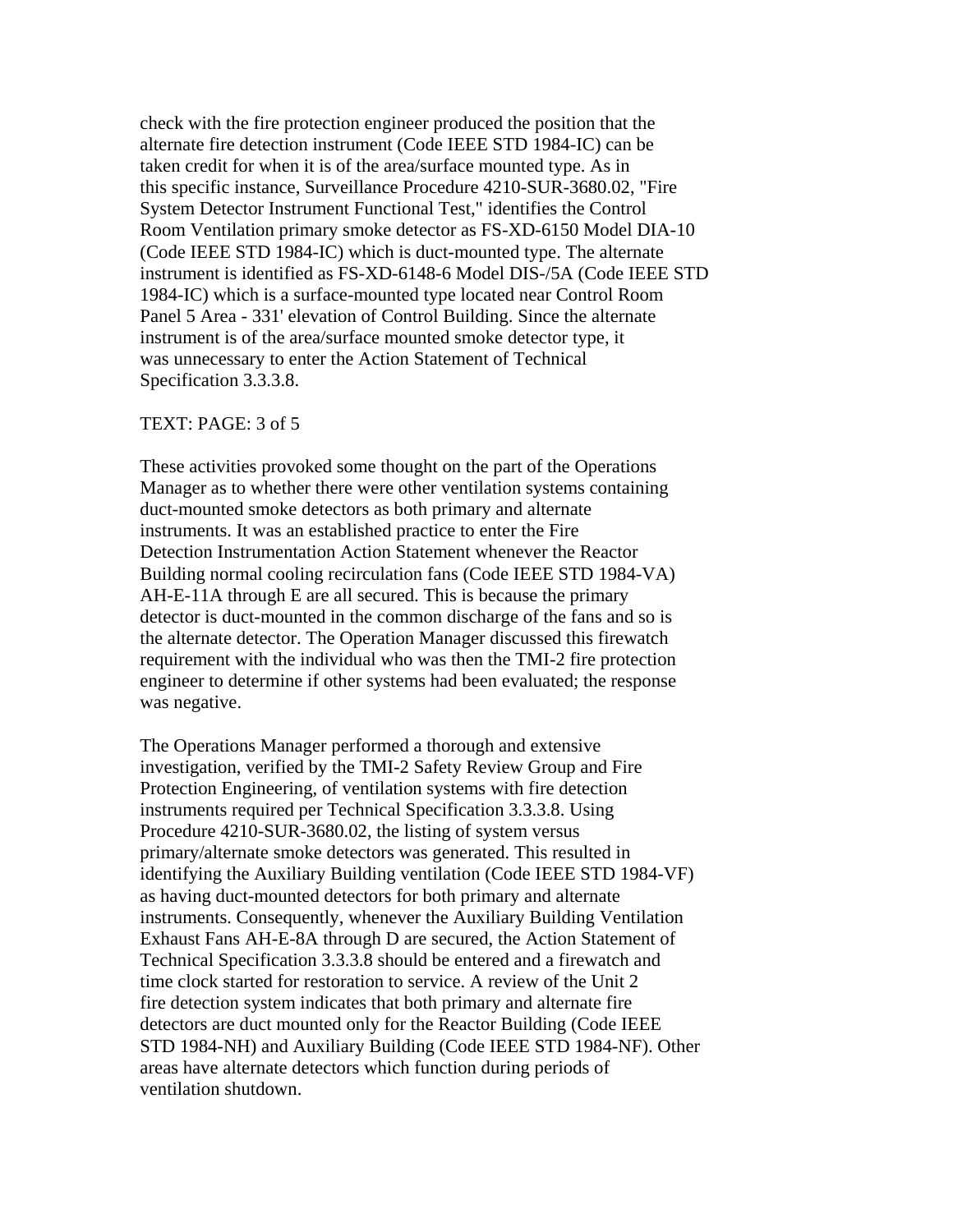check with the fire protection engineer produced the position that the alternate fire detection instrument (Code IEEE STD 1984-IC) can be taken credit for when it is of the area/surface mounted type. As in this specific instance, Surveillance Procedure 4210-SUR-3680.02, "Fire System Detector Instrument Functional Test," identifies the Control Room Ventilation primary smoke detector as FS-XD-6150 Model DIA-10 (Code IEEE STD 1984-IC) which is duct-mounted type. The alternate instrument is identified as FS-XD-6148-6 Model DIS-/5A (Code IEEE STD 1984-IC) which is a surface-mounted type located near Control Room Panel 5 Area - 331' elevation of Control Building. Since the alternate instrument is of the area/surface mounted smoke detector type, it was unnecessary to enter the Action Statement of Technical Specification 3.3.3.8.

TEXT: PAGE: 3 of 5

These activities provoked some thought on the part of the Operations Manager as to whether there were other ventilation systems containing duct-mounted smoke detectors as both primary and alternate instruments. It was an established practice to enter the Fire Detection Instrumentation Action Statement whenever the Reactor Building normal cooling recirculation fans (Code IEEE STD 1984-VA) AH-E-11A through E are all secured. This is because the primary detector is duct-mounted in the common discharge of the fans and so is the alternate detector. The Operation Manager discussed this firewatch requirement with the individual who was then the TMI-2 fire protection engineer to determine if other systems had been evaluated; the response was negative.

The Operations Manager performed a thorough and extensive investigation, verified by the TMI-2 Safety Review Group and Fire Protection Engineering, of ventilation systems with fire detection instruments required per Technical Specification 3.3.3.8. Using Procedure 4210-SUR-3680.02, the listing of system versus primary/alternate smoke detectors was generated. This resulted in identifying the Auxiliary Building ventilation (Code IEEE STD 1984-VF) as having duct-mounted detectors for both primary and alternate instruments. Consequently, whenever the Auxiliary Building Ventilation Exhaust Fans AH-E-8A through D are secured, the Action Statement of Technical Specification 3.3.3.8 should be entered and a firewatch and time clock started for restoration to service. A review of the Unit 2 fire detection system indicates that both primary and alternate fire detectors are duct mounted only for the Reactor Building (Code IEEE STD 1984-NH) and Auxiliary Building (Code IEEE STD 1984-NF). Other areas have alternate detectors which function during periods of ventilation shutdown.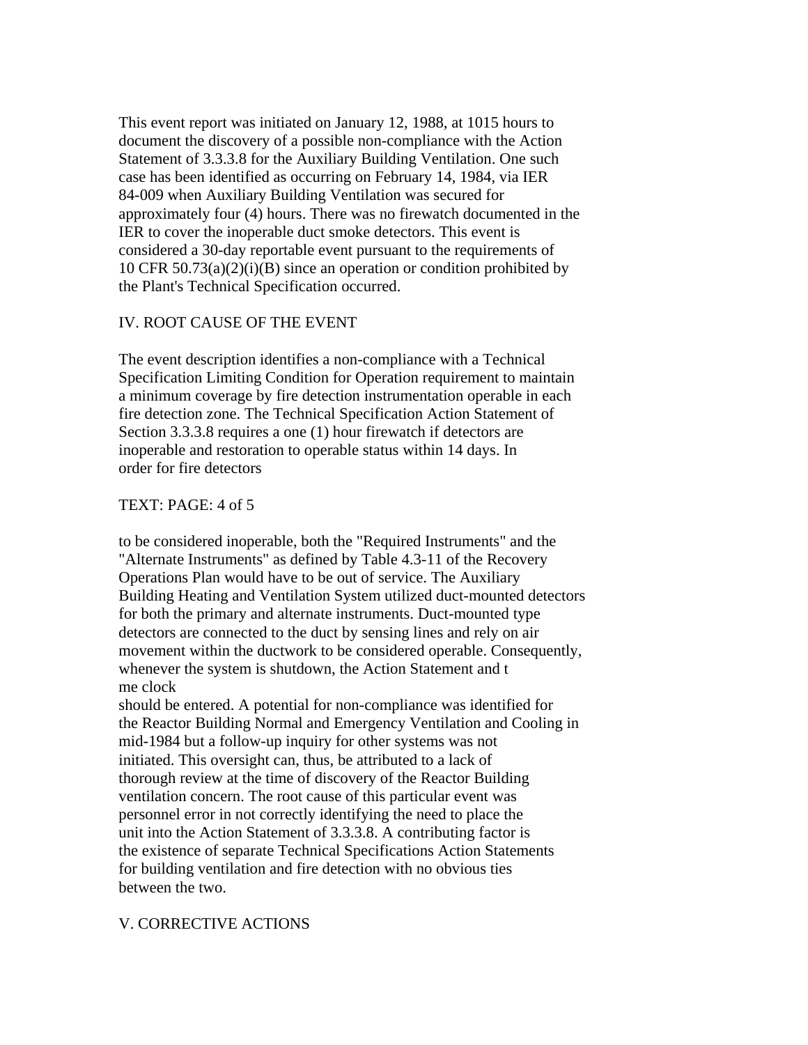This event report was initiated on January 12, 1988, at 1015 hours to document the discovery of a possible non-compliance with the Action Statement of 3.3.3.8 for the Auxiliary Building Ventilation. One such case has been identified as occurring on February 14, 1984, via IER 84-009 when Auxiliary Building Ventilation was secured for approximately four (4) hours. There was no firewatch documented in the IER to cover the inoperable duct smoke detectors. This event is considered a 30-day reportable event pursuant to the requirements of 10 CFR 50.73(a)(2)(i)(B) since an operation or condition prohibited by the Plant's Technical Specification occurred.

## IV. ROOT CAUSE OF THE EVENT

The event description identifies a non-compliance with a Technical Specification Limiting Condition for Operation requirement to maintain a minimum coverage by fire detection instrumentation operable in each fire detection zone. The Technical Specification Action Statement of Section 3.3.3.8 requires a one (1) hour firewatch if detectors are inoperable and restoration to operable status within 14 days. In order for fire detectors

TEXT: PAGE: 4 of 5

to be considered inoperable, both the "Required Instruments" and the "Alternate Instruments" as defined by Table 4.3-11 of the Recovery Operations Plan would have to be out of service. The Auxiliary Building Heating and Ventilation System utilized duct-mounted detectors for both the primary and alternate instruments. Duct-mounted type detectors are connected to the duct by sensing lines and rely on air movement within the ductwork to be considered operable. Consequently, whenever the system is shutdown, the Action Statement and t me clock should be entered. A potential for non-compliance was identified for the Reactor Building Normal and Emergency Ventilation and Cooling in mid-1984 but a follow-up inquiry for other systems was not initiated. This oversight can, thus, be attributed to a lack of thorough review at the time of discovery of the Reactor Building ventilation concern. The root cause of this particular event was personnel error in not correctly identifying the need to place the unit into the Action Statement of 3.3.3.8. A contributing factor is the existence of separate Technical Specifications Action Statements for building ventilation and fire detection with no obvious ties between the two.

## V. CORRECTIVE ACTIONS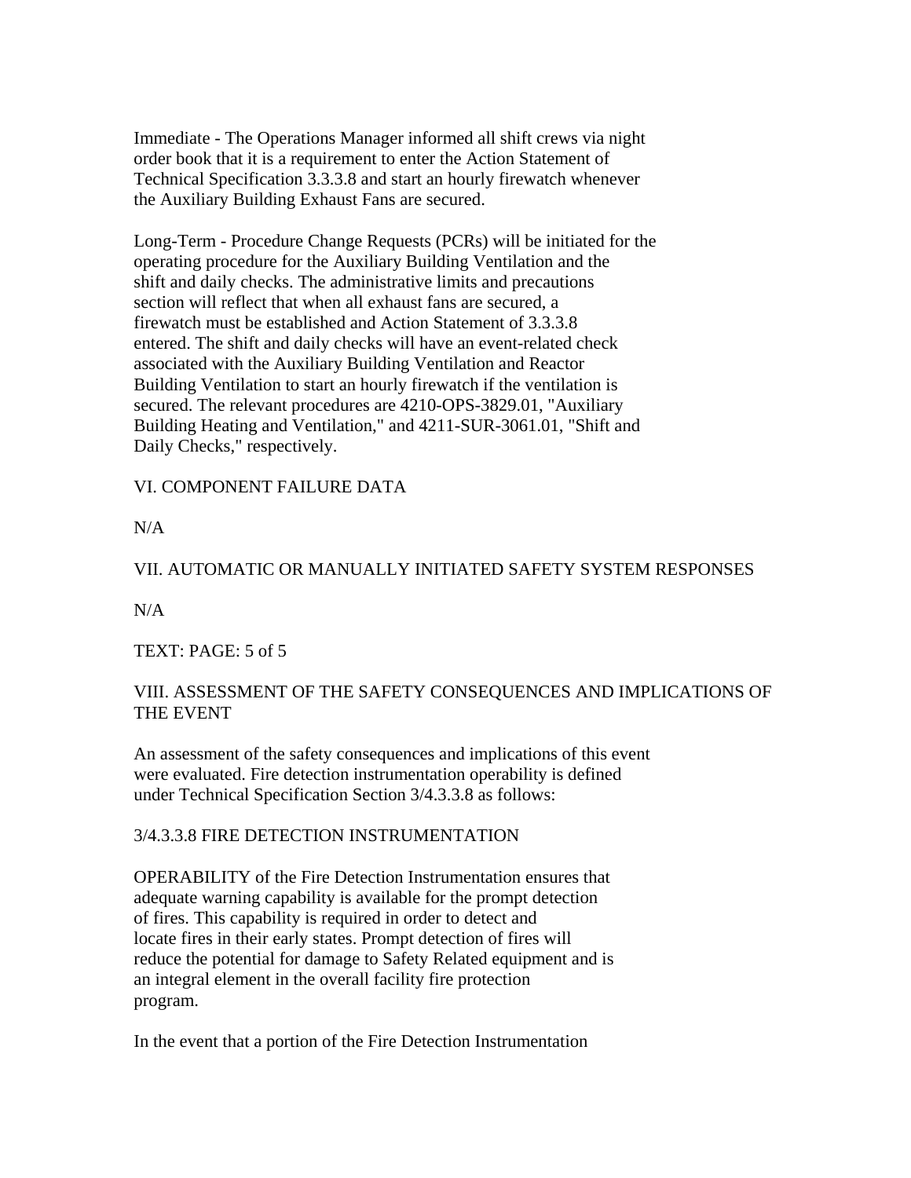Immediate - The Operations Manager informed all shift crews via night order book that it is a requirement to enter the Action Statement of Technical Specification 3.3.3.8 and start an hourly firewatch whenever the Auxiliary Building Exhaust Fans are secured.

Long-Term - Procedure Change Requests (PCRs) will be initiated for the operating procedure for the Auxiliary Building Ventilation and the shift and daily checks. The administrative limits and precautions section will reflect that when all exhaust fans are secured, a firewatch must be established and Action Statement of 3.3.3.8 entered. The shift and daily checks will have an event-related check associated with the Auxiliary Building Ventilation and Reactor Building Ventilation to start an hourly firewatch if the ventilation is secured. The relevant procedures are 4210-OPS-3829.01, "Auxiliary Building Heating and Ventilation," and 4211-SUR-3061.01, "Shift and Daily Checks," respectively.

## VI. COMPONENT FAILURE DATA

N/A

## VII. AUTOMATIC OR MANUALLY INITIATED SAFETY SYSTEM RESPONSES

N/A

TEXT: PAGE: 5 of 5

## VIII. ASSESSMENT OF THE SAFETY CONSEQUENCES AND IMPLICATIONS OF THE EVENT

An assessment of the safety consequences and implications of this event were evaluated. Fire detection instrumentation operability is defined under Technical Specification Section 3/4.3.3.8 as follows:

3/4.3.3.8 FIRE DETECTION INSTRUMENTATION

OPERABILITY of the Fire Detection Instrumentation ensures that adequate warning capability is available for the prompt detection of fires. This capability is required in order to detect and locate fires in their early states. Prompt detection of fires will reduce the potential for damage to Safety Related equipment and is an integral element in the overall facility fire protection program.

In the event that a portion of the Fire Detection Instrumentation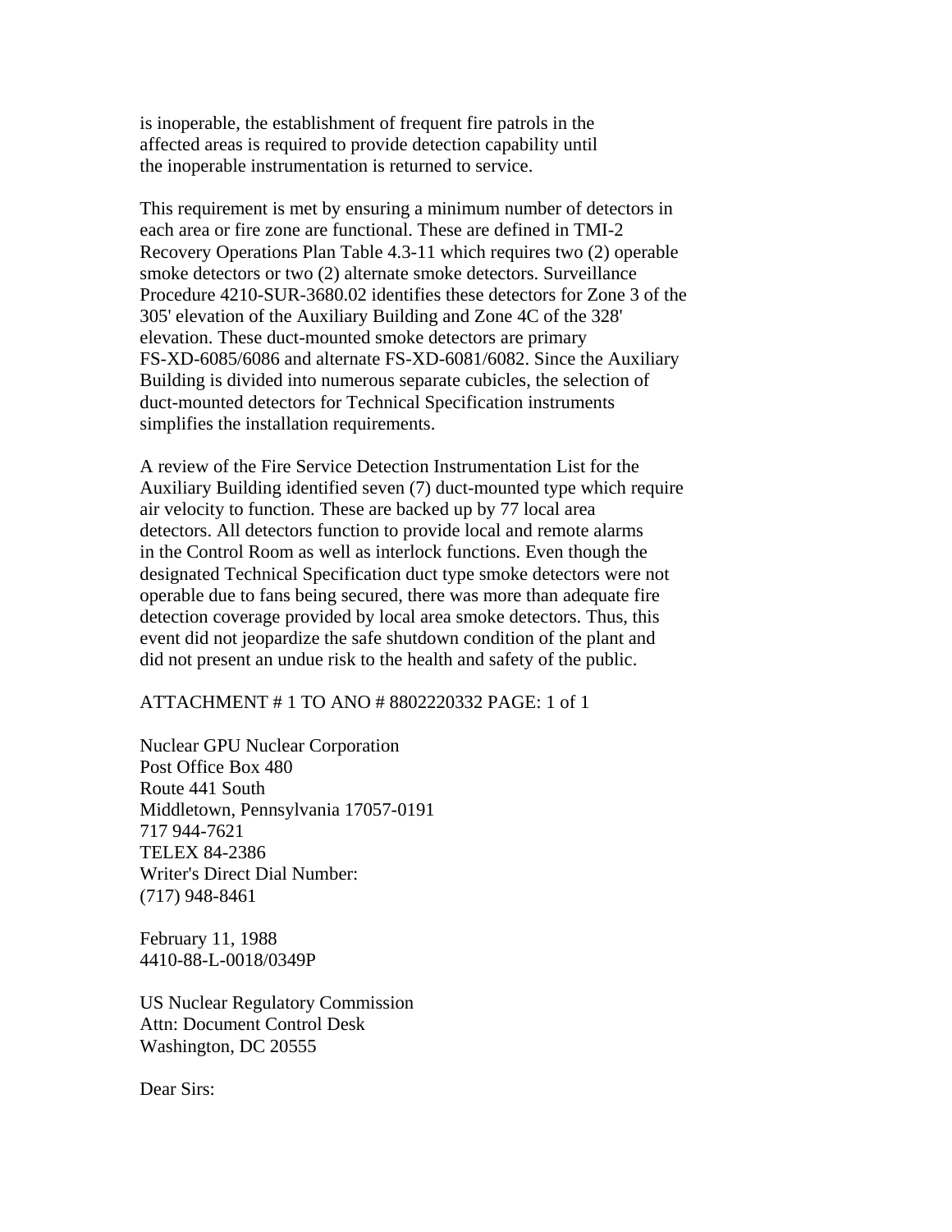is inoperable, the establishment of frequent fire patrols in the affected areas is required to provide detection capability until the inoperable instrumentation is returned to service.

This requirement is met by ensuring a minimum number of detectors in each area or fire zone are functional. These are defined in TMI-2 Recovery Operations Plan Table 4.3-11 which requires two (2) operable smoke detectors or two (2) alternate smoke detectors. Surveillance Procedure 4210-SUR-3680.02 identifies these detectors for Zone 3 of the 305' elevation of the Auxiliary Building and Zone 4C of the 328' elevation. These duct-mounted smoke detectors are primary FS-XD-6085/6086 and alternate FS-XD-6081/6082. Since the Auxiliary Building is divided into numerous separate cubicles, the selection of duct-mounted detectors for Technical Specification instruments simplifies the installation requirements.

A review of the Fire Service Detection Instrumentation List for the Auxiliary Building identified seven (7) duct-mounted type which require air velocity to function. These are backed up by 77 local area detectors. All detectors function to provide local and remote alarms in the Control Room as well as interlock functions. Even though the designated Technical Specification duct type smoke detectors were not operable due to fans being secured, there was more than adequate fire detection coverage provided by local area smoke detectors. Thus, this event did not jeopardize the safe shutdown condition of the plant and did not present an undue risk to the health and safety of the public.

ATTACHMENT # 1 TO ANO # 8802220332 PAGE: 1 of 1

Nuclear GPU Nuclear Corporation
Post Office Box 480
Route 441 South
Middletown, Pennsylvania 17057-0191
717 944-7621
TELEX 84-2386
Writer's Direct Dial Number:
(717) 948-8461

February 11, 1988
4410-88-L-0018/0349P

US Nuclear Regulatory Commission
Attn: Document Control Desk
Washington, DC 20555

Dear Sirs: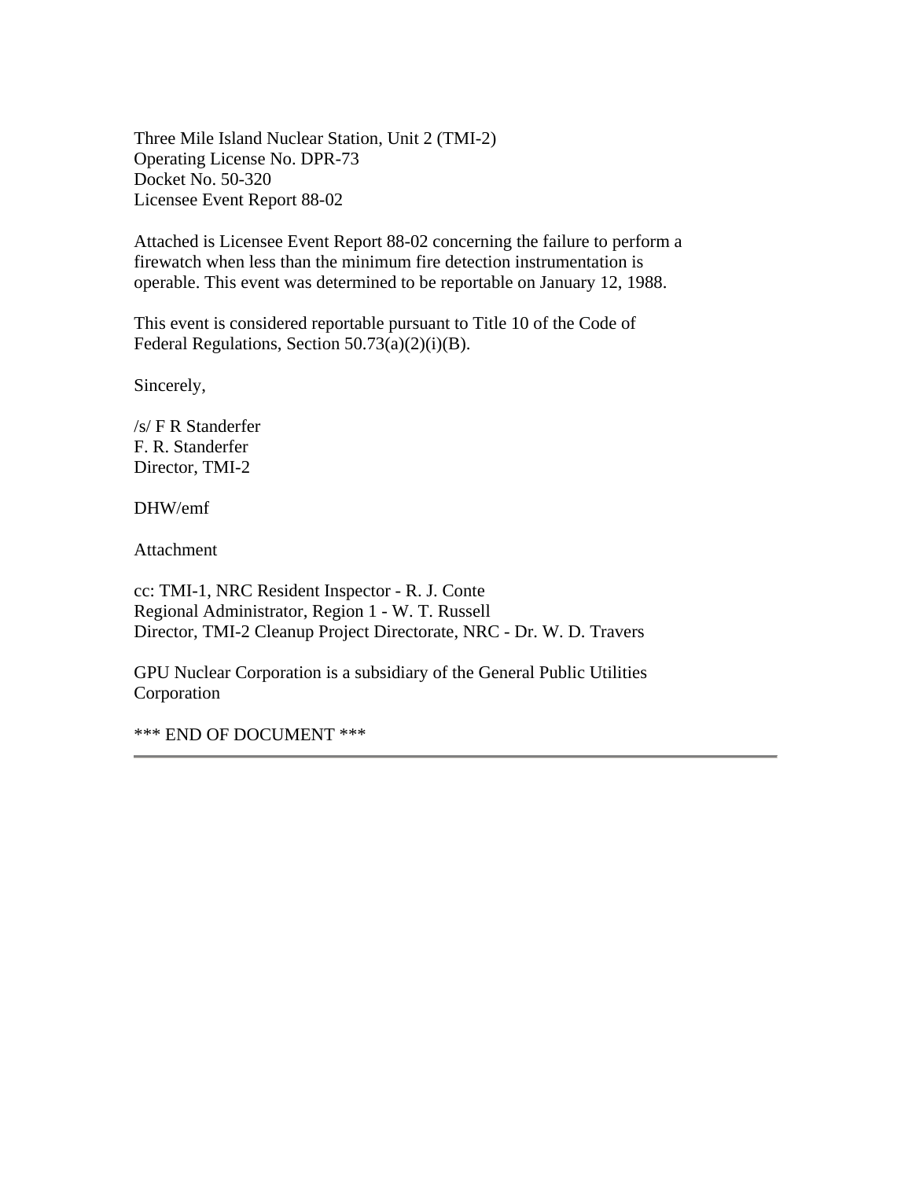Three Mile Island Nuclear Station, Unit 2 (TMI-2)
Operating License No. DPR-73
Docket No. 50-320
Licensee Event Report 88-02

Attached is Licensee Event Report 88-02 concerning the failure to perform a firewatch when less than the minimum fire detection instrumentation is operable. This event was determined to be reportable on January 12, 1988.

This event is considered reportable pursuant to Title 10 of the Code of Federal Regulations, Section 50.73(a)(2)(i)(B).

Sincerely,

/s/ F R Standerfer
F. R. Standerfer
Director, TMI-2

DHW/emf

Attachment

cc: TMI-1, NRC Resident Inspector - R. J. Conte
Regional Administrator, Region 1 - W. T. Russell
Director, TMI-2 Cleanup Project Directorate, NRC - Dr. W. D. Travers

GPU Nuclear Corporation is a subsidiary of the General Public Utilities Corporation

*** END OF DOCUMENT ***